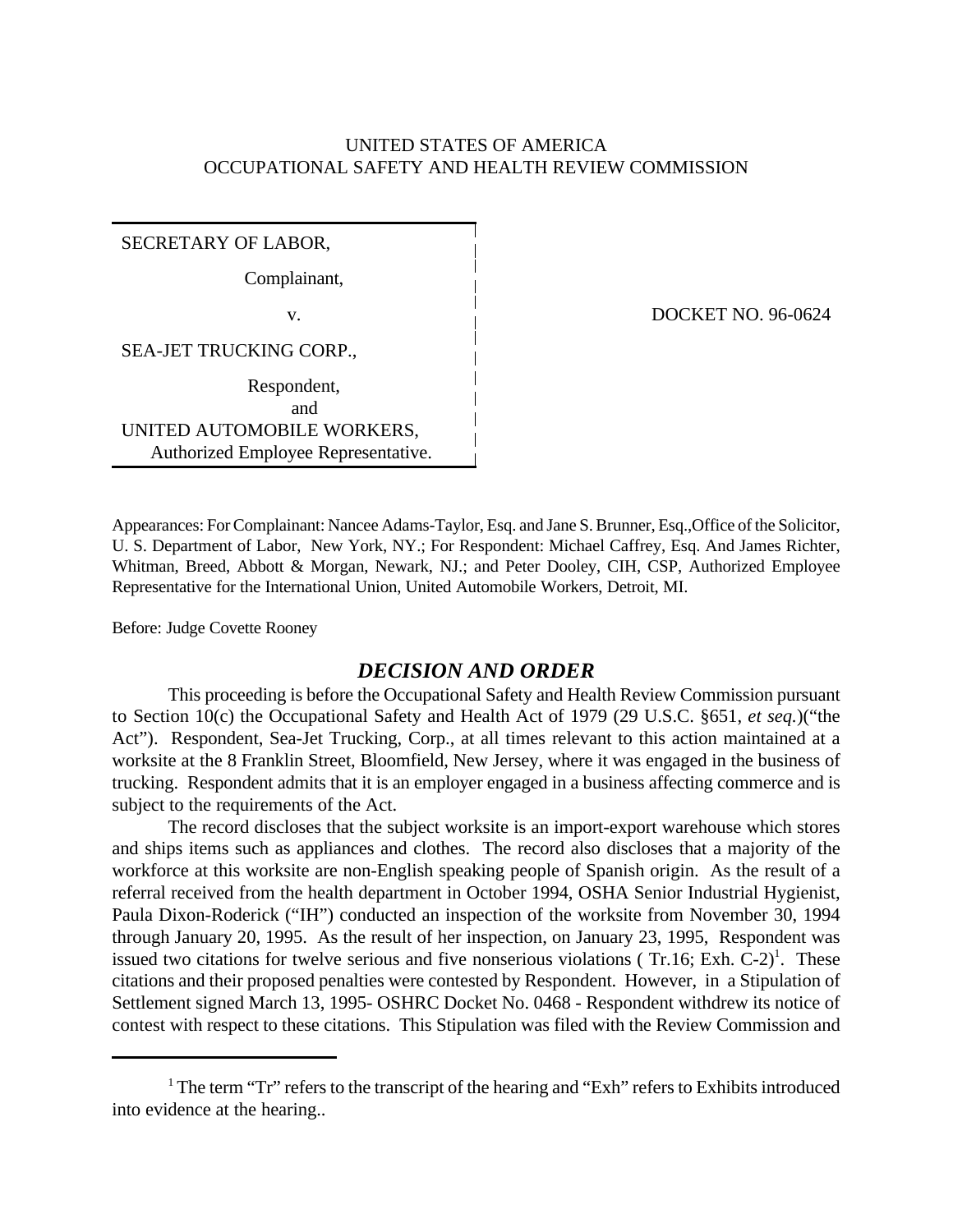UNITED STATES OF AMERICA
OCCUPATIONAL SAFETY AND HEALTH REVIEW COMMISSION

| | |
|---|---|
| SECRETARY OF LABOR,<br>Complainant,<br>v.<br>SEA-JET TRUCKING CORP.,<br>Respondent,<br>and<br>UNITED AUTOMOBILE WORKERS,<br>Authorized Employee Representative. | DOCKET NO. 96-0624 |

Appearances: For Complainant: Nancee Adams-Taylor, Esq. and Jane S. Brunner, Esq.,Office of the Solicitor, U. S. Department of Labor, New York, NY.; For Respondent: Michael Caffrey, Esq. And James Richter, Whitman, Breed, Abbott & Morgan, Newark, NJ.; and Peter Dooley, CIH, CSP, Authorized Employee Representative for the International Union, United Automobile Workers, Detroit, MI.

Before: Judge Covette Rooney

## *DECISION AND ORDER*

This proceeding is before the Occupational Safety and Health Review Commission pursuant to Section 10(c) the Occupational Safety and Health Act of 1979 (29 U.S.C. §651, *et seq.*)("the Act"). Respondent, Sea-Jet Trucking, Corp., at all times relevant to this action maintained at a worksite at the 8 Franklin Street, Bloomfield, New Jersey, where it was engaged in the business of trucking. Respondent admits that it is an employer engaged in a business affecting commerce and is subject to the requirements of the Act.

The record discloses that the subject worksite is an import-export warehouse which stores and ships items such as appliances and clothes. The record also discloses that a majority of the workforce at this worksite are non-English speaking people of Spanish origin. As the result of a referral received from the health department in October 1994, OSHA Senior Industrial Hygienist, Paula Dixon-Roderick ("IH") conducted an inspection of the worksite from November 30, 1994 through January 20, 1995. As the result of her inspection, on January 23, 1995, Respondent was issued two citations for twelve serious and five nonserious violations ( Tr.16; Exh. C-2)[1]. These citations and their proposed penalties were contested by Respondent. However, in a Stipulation of Settlement signed March 13, 1995- OSHRC Docket No. 0468 - Respondent withdrew its notice of contest with respect to these citations. This Stipulation was filed with the Review Commission and

---

[1] The term "Tr" refers to the transcript of the hearing and "Exh" refers to Exhibits introduced into evidence at the hearing..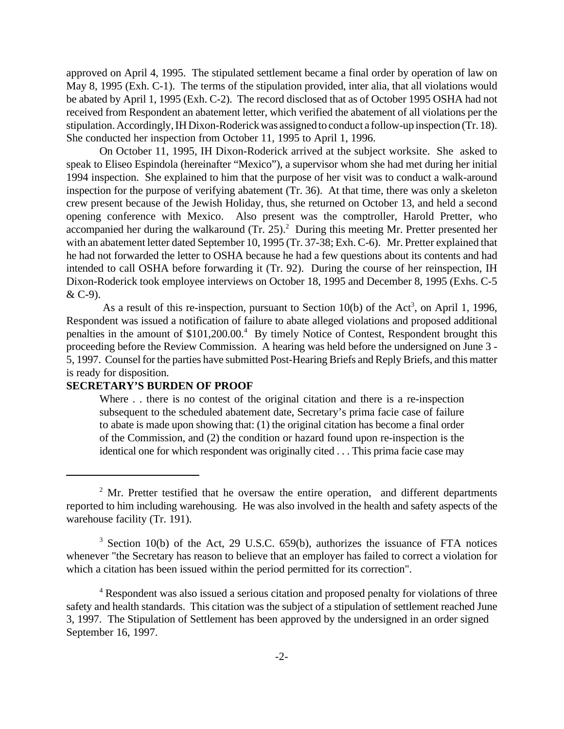approved on April 4, 1995. The stipulated settlement became a final order by operation of law on May 8, 1995 (Exh. C-1). The terms of the stipulation provided, inter alia, that all violations would be abated by April 1, 1995 (Exh. C-2). The record disclosed that as of October 1995 OSHA had not received from Respondent an abatement letter, which verified the abatement of all violations per the stipulation. Accordingly, IH Dixon-Roderick was assigned to conduct a follow-up inspection (Tr. 18). She conducted her inspection from October 11, 1995 to April 1, 1996.

On October 11, 1995, IH Dixon-Roderick arrived at the subject worksite. She asked to speak to Eliseo Espindola (hereinafter "Mexico"), a supervisor whom she had met during her initial 1994 inspection. She explained to him that the purpose of her visit was to conduct a walk-around inspection for the purpose of verifying abatement (Tr. 36). At that time, there was only a skeleton crew present because of the Jewish Holiday, thus, she returned on October 13, and held a second opening conference with Mexico. Also present was the comptroller, Harold Pretter, who accompanied her during the walkaround (Tr. 25).[2] During this meeting Mr. Pretter presented her with an abatement letter dated September 10, 1995 (Tr. 37-38; Exh. C-6). Mr. Pretter explained that he had not forwarded the letter to OSHA because he had a few questions about its contents and had intended to call OSHA before forwarding it (Tr. 92). During the course of her reinspection, IH Dixon-Roderick took employee interviews on October 18, 1995 and December 8, 1995 (Exhs. C-5 & C-9).

As a result of this re-inspection, pursuant to Section 10(b) of the Act[3], on April 1, 1996, Respondent was issued a notification of failure to abate alleged violations and proposed additional penalties in the amount of $101,200.00.[4] By timely Notice of Contest, Respondent brought this proceeding before the Review Commission. A hearing was held before the undersigned on June 3 - 5, 1997. Counsel for the parties have submitted Post-Hearing Briefs and Reply Briefs, and this matter is ready for disposition.

**SECRETARY'S BURDEN OF PROOF**

> Where . . there is no contest of the original citation and there is a re-inspection subsequent to the scheduled abatement date, Secretary's prima facie case of failure to abate is made upon showing that: (1) the original citation has become a final order of the Commission, and (2) the condition or hazard found upon re-inspection is the identical one for which respondent was originally cited . . . This prima facie case may

---

[2] Mr. Pretter testified that he oversaw the entire operation, and different departments reported to him including warehousing. He was also involved in the health and safety aspects of the warehouse facility (Tr. 191).

[3] Section 10(b) of the Act, 29 U.S.C. 659(b), authorizes the issuance of FTA notices whenever "the Secretary has reason to believe that an employer has failed to correct a violation for which a citation has been issued within the period permitted for its correction".

[4] Respondent was also issued a serious citation and proposed penalty for violations of three safety and health standards. This citation was the subject of a stipulation of settlement reached June 3, 1997. The Stipulation of Settlement has been approved by the undersigned in an order signed September 16, 1997.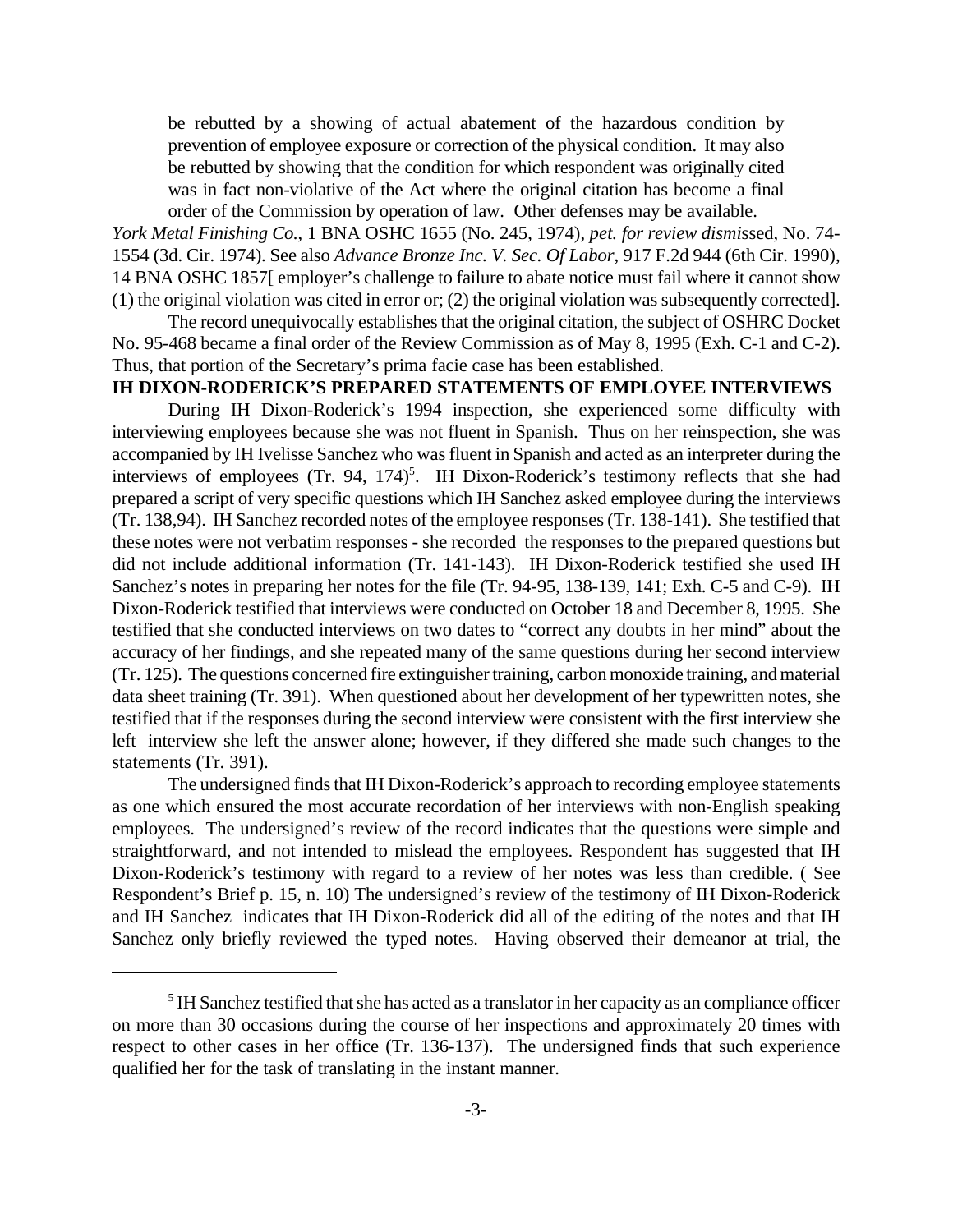> be rebutted by a showing of actual abatement of the hazardous condition by prevention of employee exposure or correction of the physical condition. It may also be rebutted by showing that the condition for which respondent was originally cited was in fact non-violative of the Act where the original citation has become a final order of the Commission by operation of law. Other defenses may be available.

*York Metal Finishing Co.*, 1 BNA OSHC 1655 (No. 245, 1974), *pet. for review dism*issed, No. 74-1554 (3d. Cir. 1974). See also *Advance Bronze Inc. V. Sec. Of Labor*, 917 F.2d 944 (6th Cir. 1990), 14 BNA OSHC 1857[ employer's challenge to failure to abate notice must fail where it cannot show (1) the original violation was cited in error or; (2) the original violation was subsequently corrected].

The record unequivocally establishes that the original citation, the subject of OSHRC Docket No. 95-468 became a final order of the Review Commission as of May 8, 1995 (Exh. C-1 and C-2). Thus, that portion of the Secretary's prima facie case has been established.

**IH DIXON-RODERICK'S PREPARED STATEMENTS OF EMPLOYEE INTERVIEWS**

During IH Dixon-Roderick's 1994 inspection, she experienced some difficulty with interviewing employees because she was not fluent in Spanish. Thus on her reinspection, she was accompanied by IH Ivelisse Sanchez who was fluent in Spanish and acted as an interpreter during the interviews of employees (Tr. 94, 174)[5]. IH Dixon-Roderick's testimony reflects that she had prepared a script of very specific questions which IH Sanchez asked employee during the interviews (Tr. 138,94). IH Sanchez recorded notes of the employee responses (Tr. 138-141). She testified that these notes were not verbatim responses - she recorded the responses to the prepared questions but did not include additional information (Tr. 141-143). IH Dixon-Roderick testified she used IH Sanchez's notes in preparing her notes for the file (Tr. 94-95, 138-139, 141; Exh. C-5 and C-9). IH Dixon-Roderick testified that interviews were conducted on October 18 and December 8, 1995. She testified that she conducted interviews on two dates to "correct any doubts in her mind" about the accuracy of her findings, and she repeated many of the same questions during her second interview (Tr. 125). The questions concerned fire extinguisher training, carbon monoxide training, and material data sheet training (Tr. 391). When questioned about her development of her typewritten notes, she testified that if the responses during the second interview were consistent with the first interview she left interview she left the answer alone; however, if they differed she made such changes to the statements (Tr. 391).

The undersigned finds that IH Dixon-Roderick's approach to recording employee statements as one which ensured the most accurate recordation of her interviews with non-English speaking employees. The undersigned's review of the record indicates that the questions were simple and straightforward, and not intended to mislead the employees. Respondent has suggested that IH Dixon-Roderick's testimony with regard to a review of her notes was less than credible. ( See Respondent's Brief p. 15, n. 10) The undersigned's review of the testimony of IH Dixon-Roderick and IH Sanchez indicates that IH Dixon-Roderick did all of the editing of the notes and that IH Sanchez only briefly reviewed the typed notes. Having observed their demeanor at trial, the

---

[5] IH Sanchez testified that she has acted as a translator in her capacity as an compliance officer on more than 30 occasions during the course of her inspections and approximately 20 times with respect to other cases in her office (Tr. 136-137). The undersigned finds that such experience qualified her for the task of translating in the instant manner.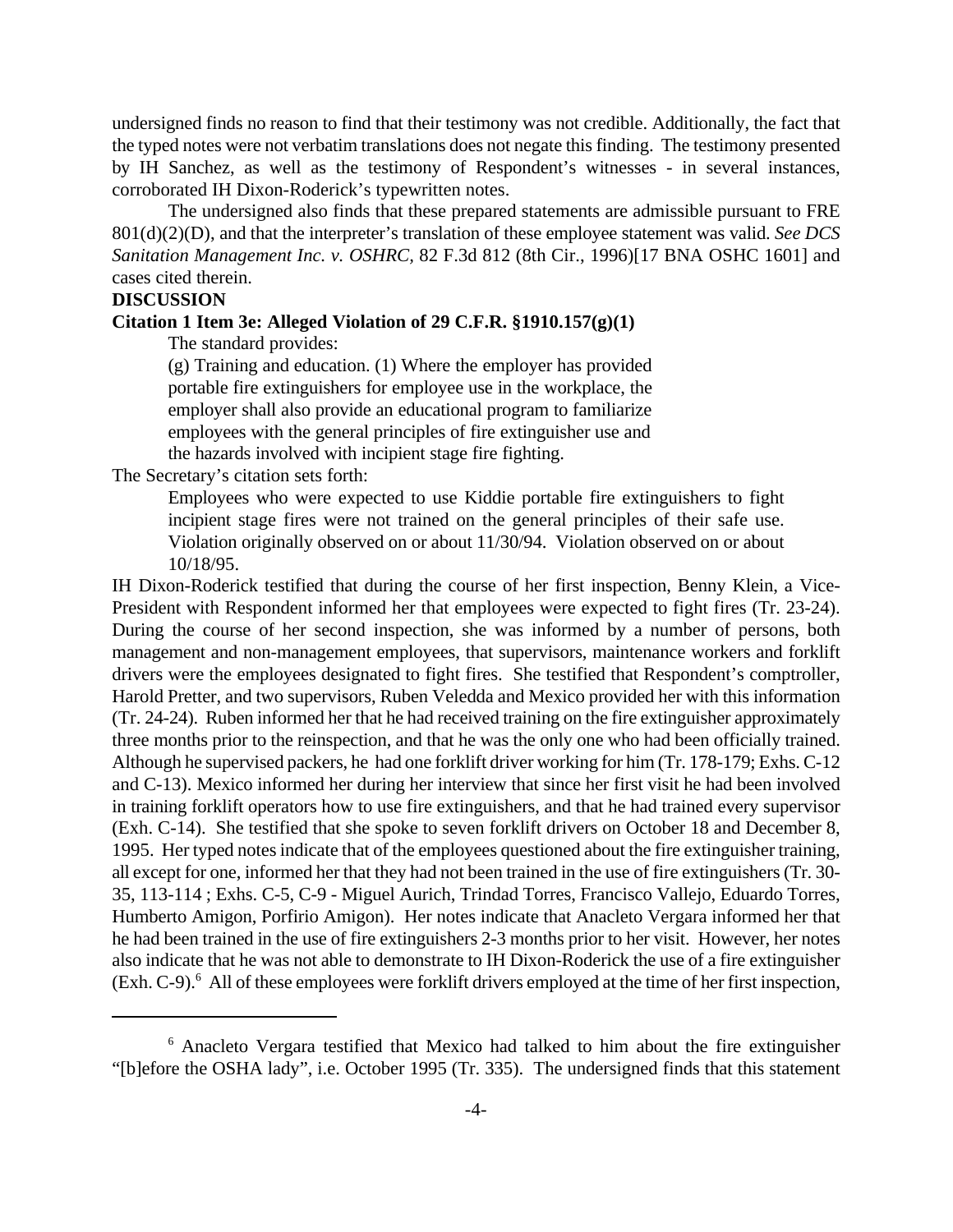undersigned finds no reason to find that their testimony was not credible. Additionally, the fact that the typed notes were not verbatim translations does not negate this finding. The testimony presented by IH Sanchez, as well as the testimony of Respondent's witnesses - in several instances, corroborated IH Dixon-Roderick's typewritten notes.

The undersigned also finds that these prepared statements are admissible pursuant to FRE 801(d)(2)(D), and that the interpreter's translation of these employee statement was valid. *See DCS Sanitation Management Inc. v. OSHRC,* 82 F.3d 812 (8th Cir., 1996)[17 BNA OSHC 1601] and cases cited therein.

**DISCUSSION**

**Citation 1 Item 3e: Alleged Violation of 29 C.F.R. §1910.157(g)(1)**

The standard provides:

> (g) Training and education. (1) Where the employer has provided portable fire extinguishers for employee use in the workplace, the employer shall also provide an educational program to familiarize employees with the general principles of fire extinguisher use and the hazards involved with incipient stage fire fighting.

The Secretary's citation sets forth:

> Employees who were expected to use Kiddie portable fire extinguishers to fight incipient stage fires were not trained on the general principles of their safe use. Violation originally observed on or about 11/30/94. Violation observed on or about 10/18/95.

IH Dixon-Roderick testified that during the course of her first inspection, Benny Klein, a Vice-President with Respondent informed her that employees were expected to fight fires (Tr. 23-24). During the course of her second inspection, she was informed by a number of persons, both management and non-management employees, that supervisors, maintenance workers and forklift drivers were the employees designated to fight fires. She testified that Respondent's comptroller, Harold Pretter, and two supervisors, Ruben Veledda and Mexico provided her with this information (Tr. 24-24). Ruben informed her that he had received training on the fire extinguisher approximately three months prior to the reinspection, and that he was the only one who had been officially trained. Although he supervised packers, he had one forklift driver working for him (Tr. 178-179; Exhs. C-12 and C-13). Mexico informed her during her interview that since her first visit he had been involved in training forklift operators how to use fire extinguishers, and that he had trained every supervisor (Exh. C-14). She testified that she spoke to seven forklift drivers on October 18 and December 8, 1995. Her typed notes indicate that of the employees questioned about the fire extinguisher training, all except for one, informed her that they had not been trained in the use of fire extinguishers (Tr. 30-35, 113-114 ; Exhs. C-5, C-9 - Miguel Aurich, Trindad Torres, Francisco Vallejo, Eduardo Torres, Humberto Amigon, Porfirio Amigon). Her notes indicate that Anacleto Vergara informed her that he had been trained in the use of fire extinguishers 2-3 months prior to her visit. However, her notes also indicate that he was not able to demonstrate to IH Dixon-Roderick the use of a fire extinguisher (Exh. C-9).[6] All of these employees were forklift drivers employed at the time of her first inspection,

---

[6] Anacleto Vergara testified that Mexico had talked to him about the fire extinguisher "[b]efore the OSHA lady", i.e. October 1995 (Tr. 335). The undersigned finds that this statement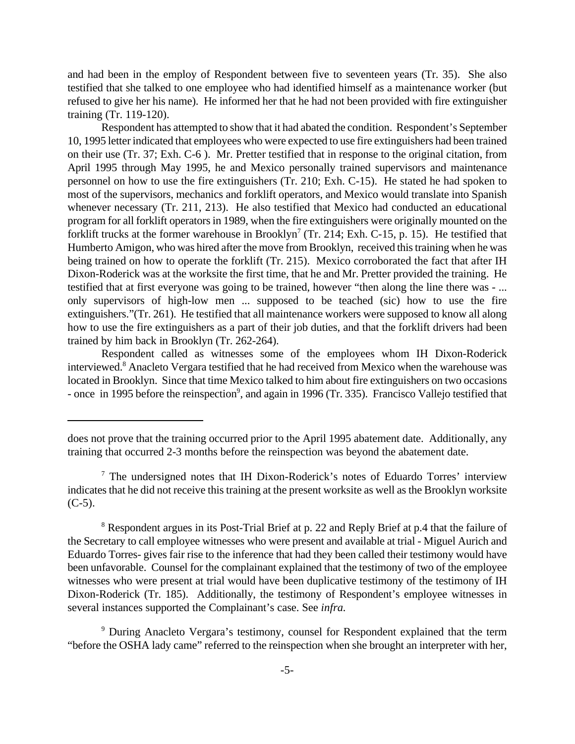and had been in the employ of Respondent between five to seventeen years (Tr. 35). She also testified that she talked to one employee who had identified himself as a maintenance worker (but refused to give her his name). He informed her that he had not been provided with fire extinguisher training (Tr. 119-120).

Respondent has attempted to show that it had abated the condition. Respondent's September 10, 1995 letter indicated that employees who were expected to use fire extinguishers had been trained on their use (Tr. 37; Exh. C-6 ). Mr. Pretter testified that in response to the original citation, from April 1995 through May 1995, he and Mexico personally trained supervisors and maintenance personnel on how to use the fire extinguishers (Tr. 210; Exh. C-15). He stated he had spoken to most of the supervisors, mechanics and forklift operators, and Mexico would translate into Spanish whenever necessary (Tr. 211, 213). He also testified that Mexico had conducted an educational program for all forklift operators in 1989, when the fire extinguishers were originally mounted on the forklift trucks at the former warehouse in Brooklyn[7] (Tr. 214; Exh. C-15, p. 15). He testified that Humberto Amigon, who was hired after the move from Brooklyn, received this training when he was being trained on how to operate the forklift (Tr. 215). Mexico corroborated the fact that after IH Dixon-Roderick was at the worksite the first time, that he and Mr. Pretter provided the training. He testified that at first everyone was going to be trained, however "then along the line there was - ... only supervisors of high-low men ... supposed to be teached (sic) how to use the fire extinguishers."(Tr. 261). He testified that all maintenance workers were supposed to know all along how to use the fire extinguishers as a part of their job duties, and that the forklift drivers had been trained by him back in Brooklyn (Tr. 262-264).

Respondent called as witnesses some of the employees whom IH Dixon-Roderick interviewed.[8] Anacleto Vergara testified that he had received from Mexico when the warehouse was located in Brooklyn. Since that time Mexico talked to him about fire extinguishers on two occasions - once in 1995 before the reinspection[9], and again in 1996 (Tr. 335). Francisco Vallejo testified that

---

does not prove that the training occurred prior to the April 1995 abatement date. Additionally, any training that occurred 2-3 months before the reinspection was beyond the abatement date.

[7] The undersigned notes that IH Dixon-Roderick's notes of Eduardo Torres' interview indicates that he did not receive this training at the present worksite as well as the Brooklyn worksite (C-5).

[8] Respondent argues in its Post-Trial Brief at p. 22 and Reply Brief at p.4 that the failure of the Secretary to call employee witnesses who were present and available at trial - Miguel Aurich and Eduardo Torres- gives fair rise to the inference that had they been called their testimony would have been unfavorable. Counsel for the complainant explained that the testimony of two of the employee witnesses who were present at trial would have been duplicative testimony of the testimony of IH Dixon-Roderick (Tr. 185). Additionally, the testimony of Respondent's employee witnesses in several instances supported the Complainant's case. See *infra.*

[9] During Anacleto Vergara's testimony, counsel for Respondent explained that the term "before the OSHA lady came" referred to the reinspection when she brought an interpreter with her,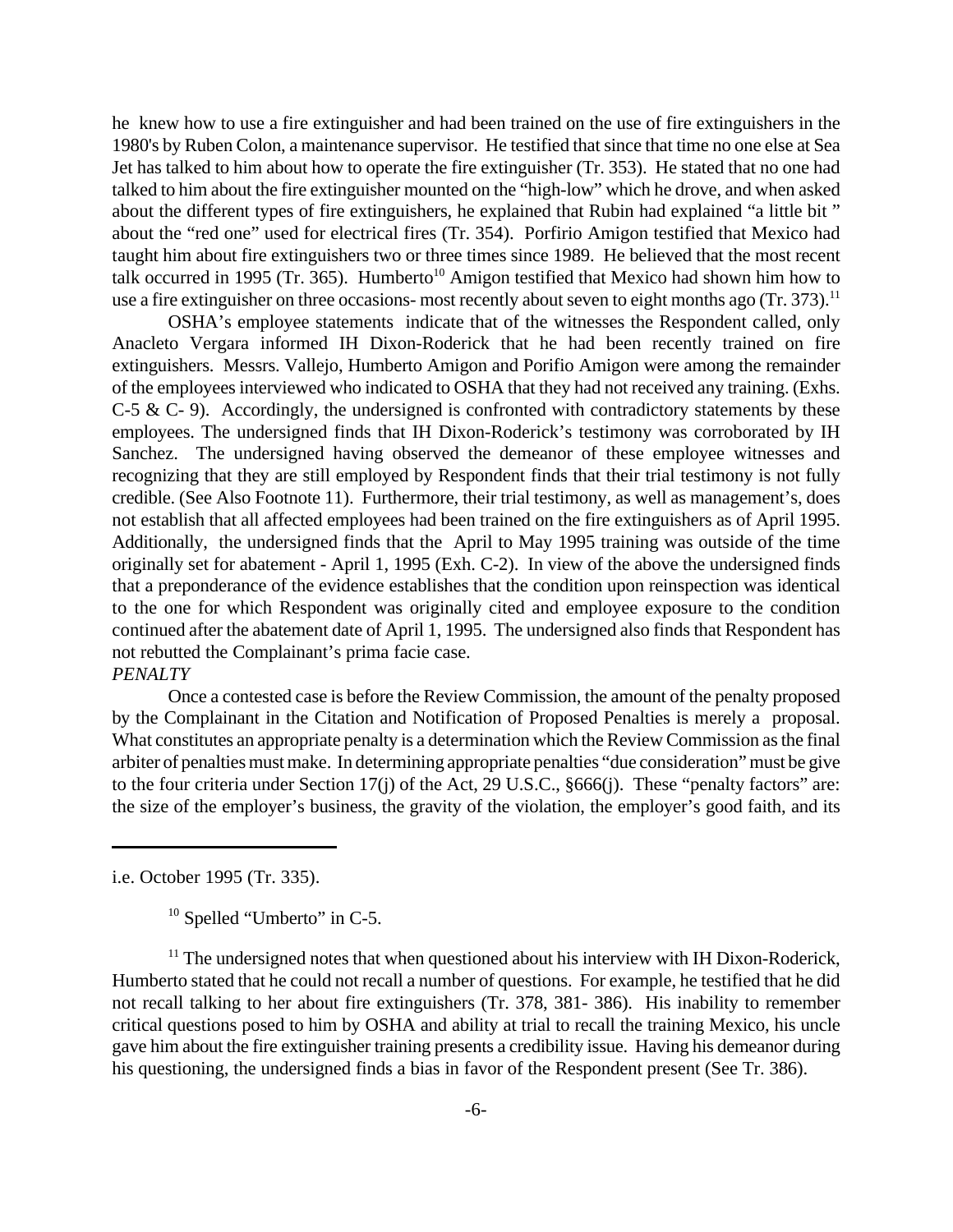he knew how to use a fire extinguisher and had been trained on the use of fire extinguishers in the 1980's by Ruben Colon, a maintenance supervisor. He testified that since that time no one else at Sea Jet has talked to him about how to operate the fire extinguisher (Tr. 353). He stated that no one had talked to him about the fire extinguisher mounted on the "high-low" which he drove, and when asked about the different types of fire extinguishers, he explained that Rubin had explained "a little bit " about the "red one" used for electrical fires (Tr. 354). Porfirio Amigon testified that Mexico had taught him about fire extinguishers two or three times since 1989. He believed that the most recent talk occurred in 1995 (Tr. 365). Humberto[10] Amigon testified that Mexico had shown him how to use a fire extinguisher on three occasions- most recently about seven to eight months ago (Tr. 373).[11]

OSHA's employee statements indicate that of the witnesses the Respondent called, only Anacleto Vergara informed IH Dixon-Roderick that he had been recently trained on fire extinguishers. Messrs. Vallejo, Humberto Amigon and Porifio Amigon were among the remainder of the employees interviewed who indicated to OSHA that they had not received any training. (Exhs. C-5 & C- 9). Accordingly, the undersigned is confronted with contradictory statements by these employees. The undersigned finds that IH Dixon-Roderick's testimony was corroborated by IH Sanchez. The undersigned having observed the demeanor of these employee witnesses and recognizing that they are still employed by Respondent finds that their trial testimony is not fully credible. (See Also Footnote 11). Furthermore, their trial testimony, as well as management's, does not establish that all affected employees had been trained on the fire extinguishers as of April 1995. Additionally, the undersigned finds that the April to May 1995 training was outside of the time originally set for abatement - April 1, 1995 (Exh. C-2). In view of the above the undersigned finds that a preponderance of the evidence establishes that the condition upon reinspection was identical to the one for which Respondent was originally cited and employee exposure to the condition continued after the abatement date of April 1, 1995. The undersigned also finds that Respondent has not rebutted the Complainant's prima facie case.

*PENALTY*

Once a contested case is before the Review Commission, the amount of the penalty proposed by the Complainant in the Citation and Notification of Proposed Penalties is merely a proposal. What constitutes an appropriate penalty is a determination which the Review Commission as the final arbiter of penalties must make. In determining appropriate penalties "due consideration" must be give to the four criteria under Section 17(j) of the Act, 29 U.S.C., §666(j). These "penalty factors" are: the size of the employer's business, the gravity of the violation, the employer's good faith, and its

---

i.e. October 1995 (Tr. 335).

[10] Spelled "Umberto" in C-5.

[11] The undersigned notes that when questioned about his interview with IH Dixon-Roderick, Humberto stated that he could not recall a number of questions. For example, he testified that he did not recall talking to her about fire extinguishers (Tr. 378, 381- 386). His inability to remember critical questions posed to him by OSHA and ability at trial to recall the training Mexico, his uncle gave him about the fire extinguisher training presents a credibility issue. Having his demeanor during his questioning, the undersigned finds a bias in favor of the Respondent present (See Tr. 386).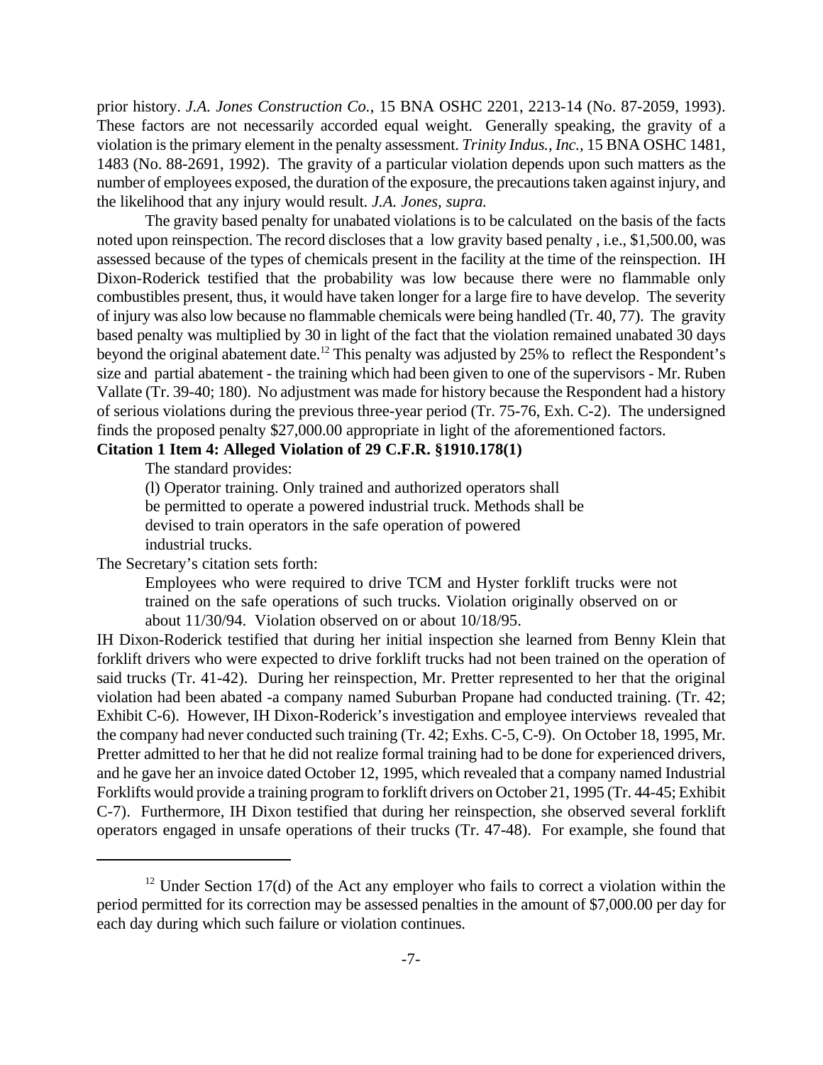prior history. *J.A. Jones Construction Co.*, 15 BNA OSHC 2201, 2213-14 (No. 87-2059, 1993). These factors are not necessarily accorded equal weight. Generally speaking, the gravity of a violation is the primary element in the penalty assessment. *Trinity Indus., Inc.,* 15 BNA OSHC 1481, 1483 (No. 88-2691, 1992). The gravity of a particular violation depends upon such matters as the number of employees exposed, the duration of the exposure, the precautions taken against injury, and the likelihood that any injury would result. *J.A. Jones, supra.*

The gravity based penalty for unabated violations is to be calculated on the basis of the facts noted upon reinspection. The record discloses that a low gravity based penalty , i.e., $1,500.00, was assessed because of the types of chemicals present in the facility at the time of the reinspection. IH Dixon-Roderick testified that the probability was low because there were no flammable only combustibles present, thus, it would have taken longer for a large fire to have develop. The severity of injury was also low because no flammable chemicals were being handled (Tr. 40, 77). The gravity based penalty was multiplied by 30 in light of the fact that the violation remained unabated 30 days beyond the original abatement date.[12] This penalty was adjusted by 25% to reflect the Respondent's size and partial abatement - the training which had been given to one of the supervisors - Mr. Ruben Vallate (Tr. 39-40; 180). No adjustment was made for history because the Respondent had a history of serious violations during the previous three-year period (Tr. 75-76, Exh. C-2). The undersigned finds the proposed penalty $27,000.00 appropriate in light of the aforementioned factors.

**Citation 1 Item 4: Alleged Violation of 29 C.F.R. §1910.178(1)**

The standard provides:

> (l) Operator training. Only trained and authorized operators shall be permitted to operate a powered industrial truck. Methods shall be devised to train operators in the safe operation of powered industrial trucks.

The Secretary's citation sets forth:

> Employees who were required to drive TCM and Hyster forklift trucks were not trained on the safe operations of such trucks. Violation originally observed on or about 11/30/94. Violation observed on or about 10/18/95.

IH Dixon-Roderick testified that during her initial inspection she learned from Benny Klein that forklift drivers who were expected to drive forklift trucks had not been trained on the operation of said trucks (Tr. 41-42). During her reinspection, Mr. Pretter represented to her that the original violation had been abated -a company named Suburban Propane had conducted training. (Tr. 42; Exhibit C-6). However, IH Dixon-Roderick's investigation and employee interviews revealed that the company had never conducted such training (Tr. 42; Exhs. C-5, C-9). On October 18, 1995, Mr. Pretter admitted to her that he did not realize formal training had to be done for experienced drivers, and he gave her an invoice dated October 12, 1995, which revealed that a company named Industrial Forklifts would provide a training program to forklift drivers on October 21, 1995 (Tr. 44-45; Exhibit C-7). Furthermore, IH Dixon testified that during her reinspection, she observed several forklift operators engaged in unsafe operations of their trucks (Tr. 47-48). For example, she found that

---

[12] Under Section 17(d) of the Act any employer who fails to correct a violation within the period permitted for its correction may be assessed penalties in the amount of $7,000.00 per day for each day during which such failure or violation continues.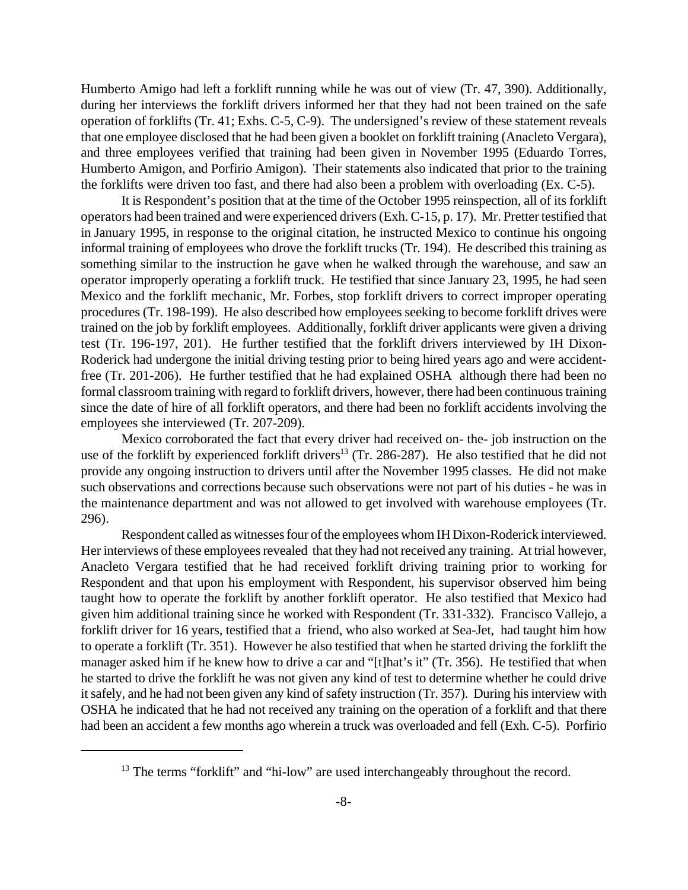Humberto Amigo had left a forklift running while he was out of view (Tr. 47, 390). Additionally, during her interviews the forklift drivers informed her that they had not been trained on the safe operation of forklifts (Tr. 41; Exhs. C-5, C-9). The undersigned's review of these statement reveals that one employee disclosed that he had been given a booklet on forklift training (Anacleto Vergara), and three employees verified that training had been given in November 1995 (Eduardo Torres, Humberto Amigon, and Porfirio Amigon). Their statements also indicated that prior to the training the forklifts were driven too fast, and there had also been a problem with overloading (Ex. C-5).

It is Respondent's position that at the time of the October 1995 reinspection, all of its forklift operators had been trained and were experienced drivers (Exh. C-15, p. 17). Mr. Pretter testified that in January 1995, in response to the original citation, he instructed Mexico to continue his ongoing informal training of employees who drove the forklift trucks (Tr. 194). He described this training as something similar to the instruction he gave when he walked through the warehouse, and saw an operator improperly operating a forklift truck. He testified that since January 23, 1995, he had seen Mexico and the forklift mechanic, Mr. Forbes, stop forklift drivers to correct improper operating procedures (Tr. 198-199). He also described how employees seeking to become forklift drives were trained on the job by forklift employees. Additionally, forklift driver applicants were given a driving test (Tr. 196-197, 201). He further testified that the forklift drivers interviewed by IH Dixon-Roderick had undergone the initial driving testing prior to being hired years ago and were accident-free (Tr. 201-206). He further testified that he had explained OSHA although there had been no formal classroom training with regard to forklift drivers, however, there had been continuous training since the date of hire of all forklift operators, and there had been no forklift accidents involving the employees she interviewed (Tr. 207-209).

Mexico corroborated the fact that every driver had received on- the- job instruction on the use of the forklift by experienced forklift drivers[13] (Tr. 286-287). He also testified that he did not provide any ongoing instruction to drivers until after the November 1995 classes. He did not make such observations and corrections because such observations were not part of his duties - he was in the maintenance department and was not allowed to get involved with warehouse employees (Tr. 296).

Respondent called as witnesses four of the employees whom IH Dixon-Roderick interviewed. Her interviews of these employees revealed that they had not received any training. At trial however, Anacleto Vergara testified that he had received forklift driving training prior to working for Respondent and that upon his employment with Respondent, his supervisor observed him being taught how to operate the forklift by another forklift operator. He also testified that Mexico had given him additional training since he worked with Respondent (Tr. 331-332). Francisco Vallejo, a forklift driver for 16 years, testified that a friend, who also worked at Sea-Jet, had taught him how to operate a forklift (Tr. 351). However he also testified that when he started driving the forklift the manager asked him if he knew how to drive a car and "[t]hat's it" (Tr. 356). He testified that when he started to drive the forklift he was not given any kind of test to determine whether he could drive it safely, and he had not been given any kind of safety instruction (Tr. 357). During his interview with OSHA he indicated that he had not received any training on the operation of a forklift and that there had been an accident a few months ago wherein a truck was overloaded and fell (Exh. C-5). Porfirio

---

[13] The terms "forklift" and "hi-low" are used interchangeably throughout the record.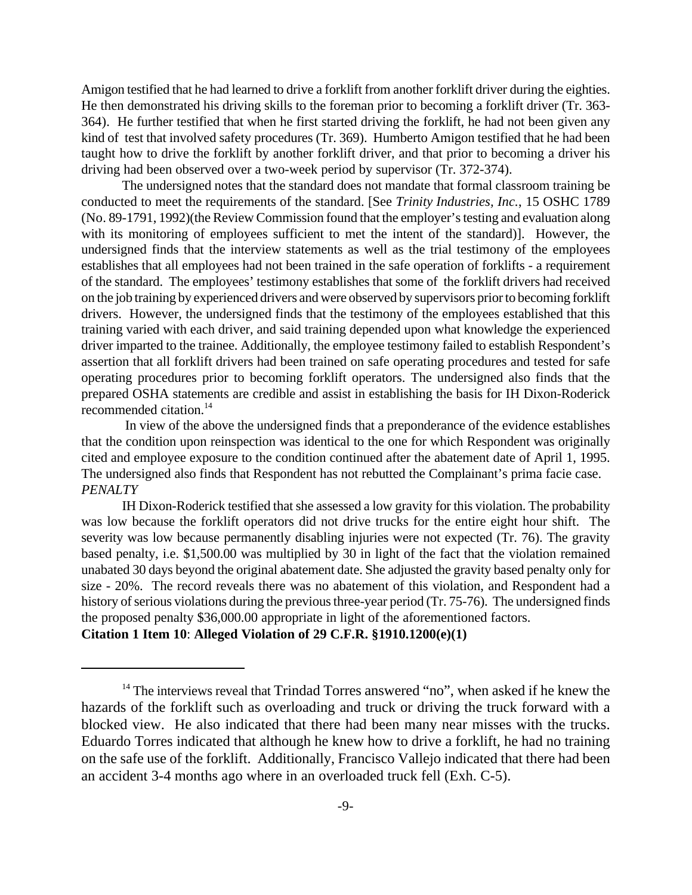Amigon testified that he had learned to drive a forklift from another forklift driver during the eighties. He then demonstrated his driving skills to the foreman prior to becoming a forklift driver (Tr. 363-364). He further testified that when he first started driving the forklift, he had not been given any kind of test that involved safety procedures (Tr. 369). Humberto Amigon testified that he had been taught how to drive the forklift by another forklift driver, and that prior to becoming a driver his driving had been observed over a two-week period by supervisor (Tr. 372-374).

The undersigned notes that the standard does not mandate that formal classroom training be conducted to meet the requirements of the standard. [See *Trinity Industries, Inc.*, 15 OSHC 1789 (No. 89-1791, 1992)(the Review Commission found that the employer's testing and evaluation along with its monitoring of employees sufficient to met the intent of the standard)]. However, the undersigned finds that the interview statements as well as the trial testimony of the employees establishes that all employees had not been trained in the safe operation of forklifts - a requirement of the standard. The employees' testimony establishes that some of the forklift drivers had received on the job training by experienced drivers and were observed by supervisors prior to becoming forklift drivers. However, the undersigned finds that the testimony of the employees established that this training varied with each driver, and said training depended upon what knowledge the experienced driver imparted to the trainee. Additionally, the employee testimony failed to establish Respondent's assertion that all forklift drivers had been trained on safe operating procedures and tested for safe operating procedures prior to becoming forklift operators. The undersigned also finds that the prepared OSHA statements are credible and assist in establishing the basis for IH Dixon-Roderick recommended citation.[14]

In view of the above the undersigned finds that a preponderance of the evidence establishes that the condition upon reinspection was identical to the one for which Respondent was originally cited and employee exposure to the condition continued after the abatement date of April 1, 1995. The undersigned also finds that Respondent has not rebutted the Complainant's prima facie case.

***PENALTY***

IH Dixon-Roderick testified that she assessed a low gravity for this violation. The probability was low because the forklift operators did not drive trucks for the entire eight hour shift. The severity was low because permanently disabling injuries were not expected (Tr. 76). The gravity based penalty, i.e. $1,500.00 was multiplied by 30 in light of the fact that the violation remained unabated 30 days beyond the original abatement date. She adjusted the gravity based penalty only for size - 20%. The record reveals there was no abatement of this violation, and Respondent had a history of serious violations during the previous three-year period (Tr. 75-76). The undersigned finds the proposed penalty $36,000.00 appropriate in light of the aforementioned factors.

**Citation 1 Item 10**: **Alleged Violation of 29 C.F.R. §1910.1200(e)(1)**

---

[14] The interviews reveal that Trindad Torres answered "no", when asked if he knew the hazards of the forklift such as overloading and truck or driving the truck forward with a blocked view. He also indicated that there had been many near misses with the trucks. Eduardo Torres indicated that although he knew how to drive a forklift, he had no training on the safe use of the forklift. Additionally, Francisco Vallejo indicated that there had been an accident 3-4 months ago where in an overloaded truck fell (Exh. C-5).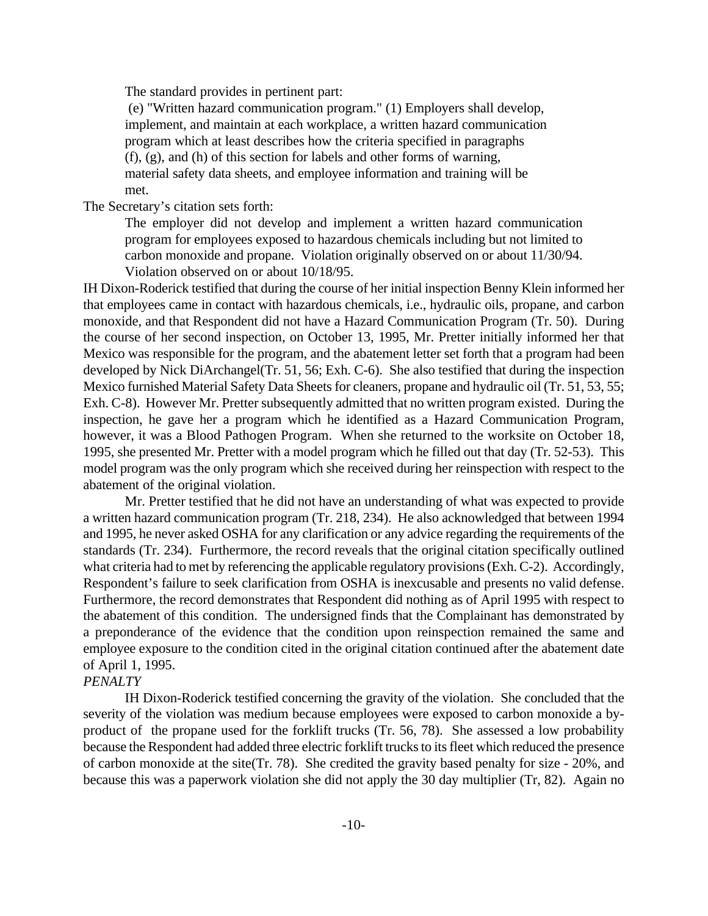The standard provides in pertinent part:

> (e) "Written hazard communication program." (1) Employers shall develop, implement, and maintain at each workplace, a written hazard communication program which at least describes how the criteria specified in paragraphs (f), (g), and (h) of this section for labels and other forms of warning, material safety data sheets, and employee information and training will be met.

The Secretary's citation sets forth:

> The employer did not develop and implement a written hazard communication program for employees exposed to hazardous chemicals including but not limited to carbon monoxide and propane. Violation originally observed on or about 11/30/94. Violation observed on or about 10/18/95.

IH Dixon-Roderick testified that during the course of her initial inspection Benny Klein informed her that employees came in contact with hazardous chemicals, i.e., hydraulic oils, propane, and carbon monoxide, and that Respondent did not have a Hazard Communication Program (Tr. 50). During the course of her second inspection, on October 13, 1995, Mr. Pretter initially informed her that Mexico was responsible for the program, and the abatement letter set forth that a program had been developed by Nick DiArchangel(Tr. 51, 56; Exh. C-6). She also testified that during the inspection Mexico furnished Material Safety Data Sheets for cleaners, propane and hydraulic oil (Tr. 51, 53, 55; Exh. C-8). However Mr. Pretter subsequently admitted that no written program existed. During the inspection, he gave her a program which he identified as a Hazard Communication Program, however, it was a Blood Pathogen Program. When she returned to the worksite on October 18, 1995, she presented Mr. Pretter with a model program which he filled out that day (Tr. 52-53). This model program was the only program which she received during her reinspection with respect to the abatement of the original violation.

Mr. Pretter testified that he did not have an understanding of what was expected to provide a written hazard communication program (Tr. 218, 234). He also acknowledged that between 1994 and 1995, he never asked OSHA for any clarification or any advice regarding the requirements of the standards (Tr. 234). Furthermore, the record reveals that the original citation specifically outlined what criteria had to met by referencing the applicable regulatory provisions (Exh. C-2). Accordingly, Respondent's failure to seek clarification from OSHA is inexcusable and presents no valid defense. Furthermore, the record demonstrates that Respondent did nothing as of April 1995 with respect to the abatement of this condition. The undersigned finds that the Complainant has demonstrated by a preponderance of the evidence that the condition upon reinspection remained the same and employee exposure to the condition cited in the original citation continued after the abatement date of April 1, 1995.

*PENALTY*

IH Dixon-Roderick testified concerning the gravity of the violation. She concluded that the severity of the violation was medium because employees were exposed to carbon monoxide a by-product of the propane used for the forklift trucks (Tr. 56, 78). She assessed a low probability because the Respondent had added three electric forklift trucks to its fleet which reduced the presence of carbon monoxide at the site(Tr. 78). She credited the gravity based penalty for size - 20%, and because this was a paperwork violation she did not apply the 30 day multiplier (Tr, 82). Again no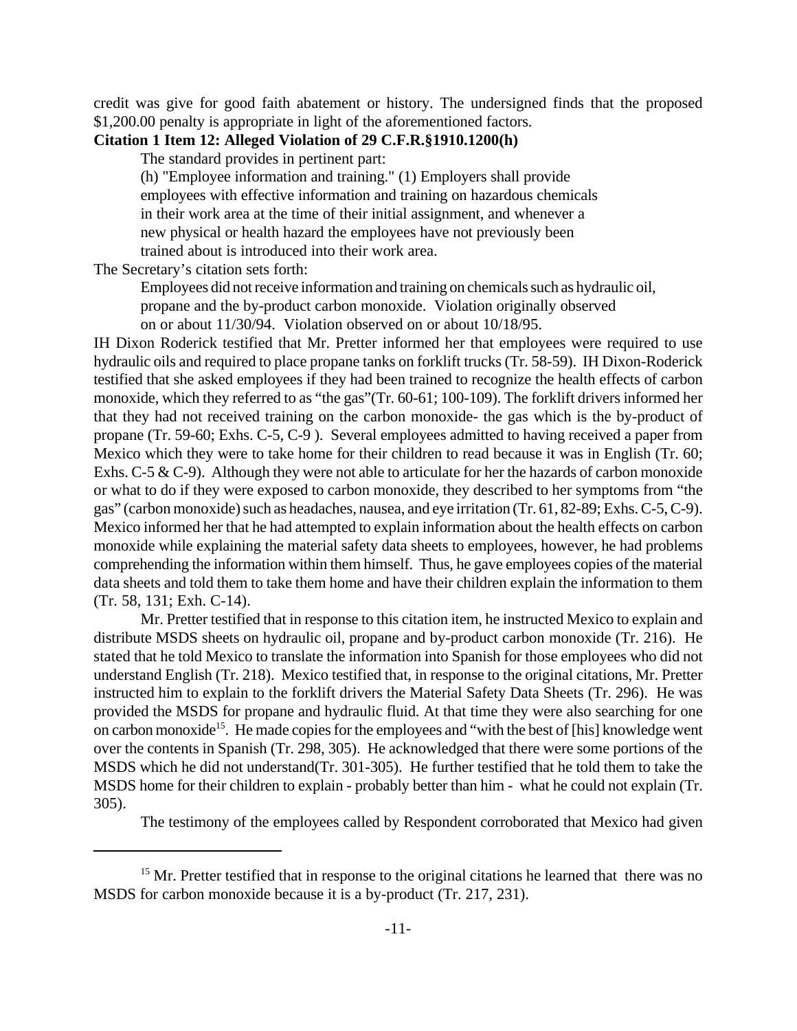credit was give for good faith abatement or history. The undersigned finds that the proposed $1,200.00 penalty is appropriate in light of the aforementioned factors.

**Citation 1 Item 12: Alleged Violation of 29 C.F.R.§1910.1200(h)**

The standard provides in pertinent part:

> (h) "Employee information and training." (1) Employers shall provide employees with effective information and training on hazardous chemicals in their work area at the time of their initial assignment, and whenever a new physical or health hazard the employees have not previously been trained about is introduced into their work area.

The Secretary's citation sets forth:

> Employees did not receive information and training on chemicals such as hydraulic oil, propane and the by-product carbon monoxide. Violation originally observed on or about 11/30/94. Violation observed on or about 10/18/95.

IH Dixon Roderick testified that Mr. Pretter informed her that employees were required to use hydraulic oils and required to place propane tanks on forklift trucks (Tr. 58-59). IH Dixon-Roderick testified that she asked employees if they had been trained to recognize the health effects of carbon monoxide, which they referred to as "the gas"(Tr. 60-61; 100-109). The forklift drivers informed her that they had not received training on the carbon monoxide- the gas which is the by-product of propane (Tr. 59-60; Exhs. C-5, C-9 ). Several employees admitted to having received a paper from Mexico which they were to take home for their children to read because it was in English (Tr. 60; Exhs. C-5 & C-9). Although they were not able to articulate for her the hazards of carbon monoxide or what to do if they were exposed to carbon monoxide, they described to her symptoms from "the gas" (carbon monoxide) such as headaches, nausea, and eye irritation (Tr. 61, 82-89; Exhs. C-5, C-9). Mexico informed her that he had attempted to explain information about the health effects on carbon monoxide while explaining the material safety data sheets to employees, however, he had problems comprehending the information within them himself. Thus, he gave employees copies of the material data sheets and told them to take them home and have their children explain the information to them (Tr. 58, 131; Exh. C-14).

Mr. Pretter testified that in response to this citation item, he instructed Mexico to explain and distribute MSDS sheets on hydraulic oil, propane and by-product carbon monoxide (Tr. 216). He stated that he told Mexico to translate the information into Spanish for those employees who did not understand English (Tr. 218). Mexico testified that, in response to the original citations, Mr. Pretter instructed him to explain to the forklift drivers the Material Safety Data Sheets (Tr. 296). He was provided the MSDS for propane and hydraulic fluid. At that time they were also searching for one on carbon monoxide[15]. He made copies for the employees and "with the best of [his] knowledge went over the contents in Spanish (Tr. 298, 305). He acknowledged that there were some portions of the MSDS which he did not understand(Tr. 301-305). He further testified that he told them to take the MSDS home for their children to explain - probably better than him - what he could not explain (Tr. 305).

The testimony of the employees called by Respondent corroborated that Mexico had given

[15] Mr. Pretter testified that in response to the original citations he learned that there was no MSDS for carbon monoxide because it is a by-product (Tr. 217, 231).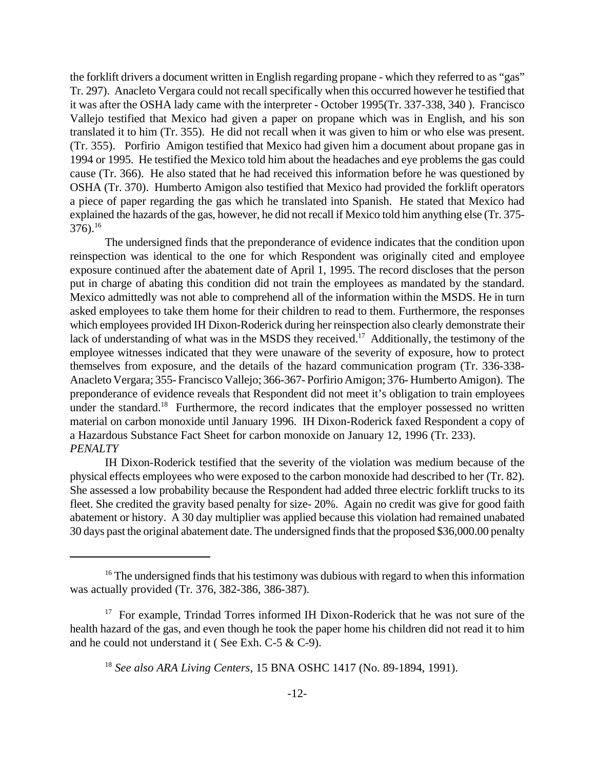the forklift drivers a document written in English regarding propane - which they referred to as "gas" Tr. 297). Anacleto Vergara could not recall specifically when this occurred however he testified that it was after the OSHA lady came with the interpreter - October 1995(Tr. 337-338, 340 ). Francisco Vallejo testified that Mexico had given a paper on propane which was in English, and his son translated it to him (Tr. 355). He did not recall when it was given to him or who else was present. (Tr. 355). Porfirio Amigon testified that Mexico had given him a document about propane gas in 1994 or 1995. He testified the Mexico told him about the headaches and eye problems the gas could cause (Tr. 366). He also stated that he had received this information before he was questioned by OSHA (Tr. 370). Humberto Amigon also testified that Mexico had provided the forklift operators a piece of paper regarding the gas which he translated into Spanish. He stated that Mexico had explained the hazards of the gas, however, he did not recall if Mexico told him anything else (Tr. 375-376).[16]

The undersigned finds that the preponderance of evidence indicates that the condition upon reinspection was identical to the one for which Respondent was originally cited and employee exposure continued after the abatement date of April 1, 1995. The record discloses that the person put in charge of abating this condition did not train the employees as mandated by the standard. Mexico admittedly was not able to comprehend all of the information within the MSDS. He in turn asked employees to take them home for their children to read to them. Furthermore, the responses which employees provided IH Dixon-Roderick during her reinspection also clearly demonstrate their lack of understanding of what was in the MSDS they received.[17] Additionally, the testimony of the employee witnesses indicated that they were unaware of the severity of exposure, how to protect themselves from exposure, and the details of the hazard communication program (Tr. 336-338-Anacleto Vergara; 355- Francisco Vallejo; 366-367- Porfirio Amigon; 376- Humberto Amigon). The preponderance of evidence reveals that Respondent did not meet it's obligation to train employees under the standard.[18] Furthermore, the record indicates that the employer possessed no written material on carbon monoxide until January 1996. IH Dixon-Roderick faxed Respondent a copy of a Hazardous Substance Fact Sheet for carbon monoxide on January 12, 1996 (Tr. 233).

*PENALTY*

IH Dixon-Roderick testified that the severity of the violation was medium because of the physical effects employees who were exposed to the carbon monoxide had described to her (Tr. 82). She assessed a low probability because the Respondent had added three electric forklift trucks to its fleet. She credited the gravity based penalty for size- 20%. Again no credit was give for good faith abatement or history. A 30 day multiplier was applied because this violation had remained unabated 30 days past the original abatement date. The undersigned finds that the proposed $36,000.00 penalty

---

[16] The undersigned finds that his testimony was dubious with regard to when this information was actually provided (Tr. 376, 382-386, 386-387).

[17] For example, Trindad Torres informed IH Dixon-Roderick that he was not sure of the health hazard of the gas, and even though he took the paper home his children did not read it to him and he could not understand it ( See Exh. C-5 & C-9).

[18] *See also ARA Living Centers,* 15 BNA OSHC 1417 (No. 89-1894, 1991).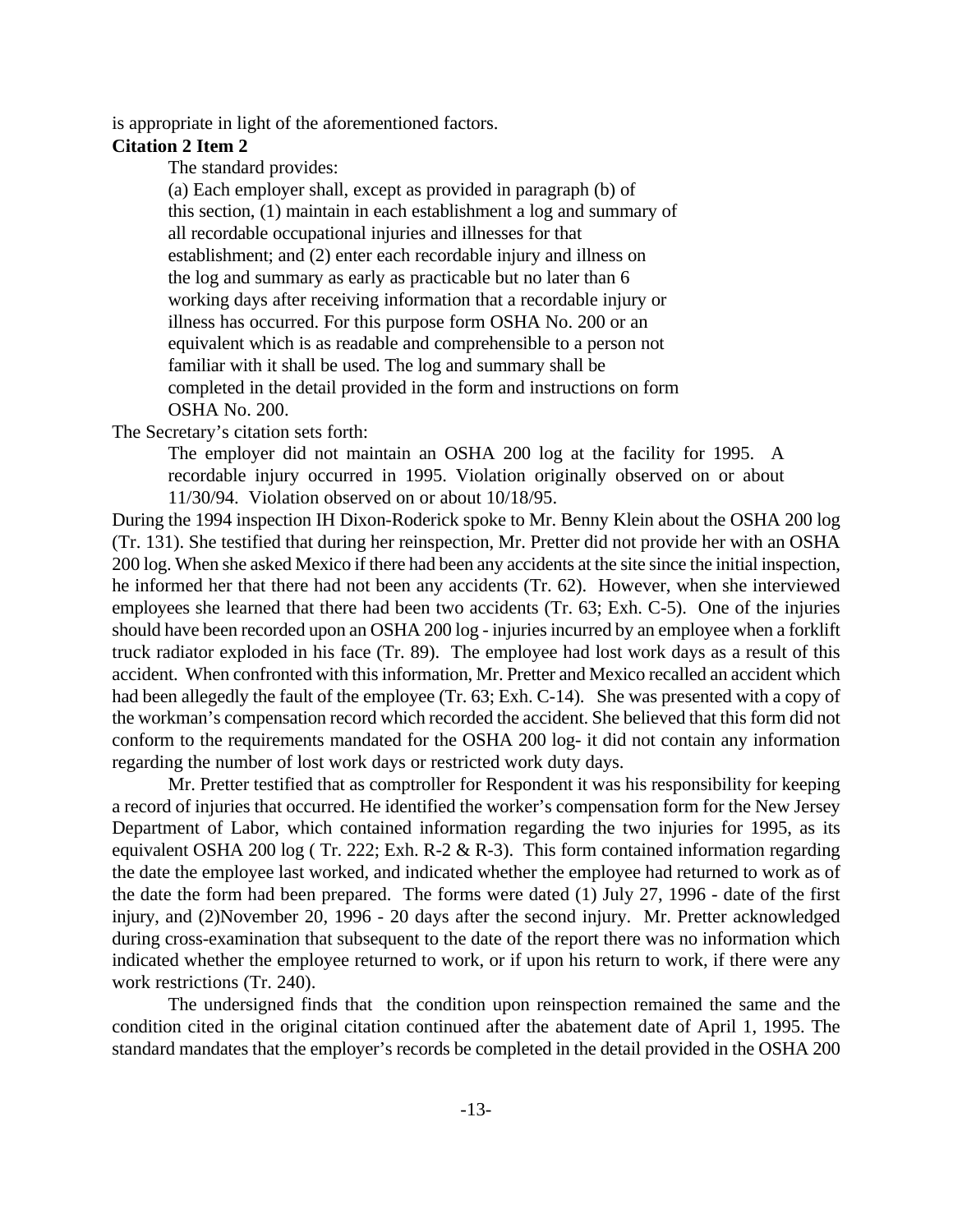is appropriate in light of the aforementioned factors.

**Citation 2 Item 2**

The standard provides:

> (a) Each employer shall, except as provided in paragraph (b) of this section, (1) maintain in each establishment a log and summary of all recordable occupational injuries and illnesses for that establishment; and (2) enter each recordable injury and illness on the log and summary as early as practicable but no later than 6 working days after receiving information that a recordable injury or illness has occurred. For this purpose form OSHA No. 200 or an equivalent which is as readable and comprehensible to a person not familiar with it shall be used. The log and summary shall be completed in the detail provided in the form and instructions on form OSHA No. 200.

The Secretary's citation sets forth:

> The employer did not maintain an OSHA 200 log at the facility for 1995. A recordable injury occurred in 1995. Violation originally observed on or about 11/30/94. Violation observed on or about 10/18/95.

During the 1994 inspection IH Dixon-Roderick spoke to Mr. Benny Klein about the OSHA 200 log (Tr. 131). She testified that during her reinspection, Mr. Pretter did not provide her with an OSHA 200 log. When she asked Mexico if there had been any accidents at the site since the initial inspection, he informed her that there had not been any accidents (Tr. 62). However, when she interviewed employees she learned that there had been two accidents (Tr. 63; Exh. C-5). One of the injuries should have been recorded upon an OSHA 200 log - injuries incurred by an employee when a forklift truck radiator exploded in his face (Tr. 89). The employee had lost work days as a result of this accident. When confronted with this information, Mr. Pretter and Mexico recalled an accident which had been allegedly the fault of the employee (Tr. 63; Exh. C-14). She was presented with a copy of the workman's compensation record which recorded the accident. She believed that this form did not conform to the requirements mandated for the OSHA 200 log- it did not contain any information regarding the number of lost work days or restricted work duty days.

Mr. Pretter testified that as comptroller for Respondent it was his responsibility for keeping a record of injuries that occurred. He identified the worker's compensation form for the New Jersey Department of Labor, which contained information regarding the two injuries for 1995, as its equivalent OSHA 200 log ( Tr. 222; Exh. R-2 & R-3). This form contained information regarding the date the employee last worked, and indicated whether the employee had returned to work as of the date the form had been prepared. The forms were dated (1) July 27, 1996 - date of the first injury, and (2)November 20, 1996 - 20 days after the second injury. Mr. Pretter acknowledged during cross-examination that subsequent to the date of the report there was no information which indicated whether the employee returned to work, or if upon his return to work, if there were any work restrictions (Tr. 240).

The undersigned finds that the condition upon reinspection remained the same and the condition cited in the original citation continued after the abatement date of April 1, 1995. The standard mandates that the employer's records be completed in the detail provided in the OSHA 200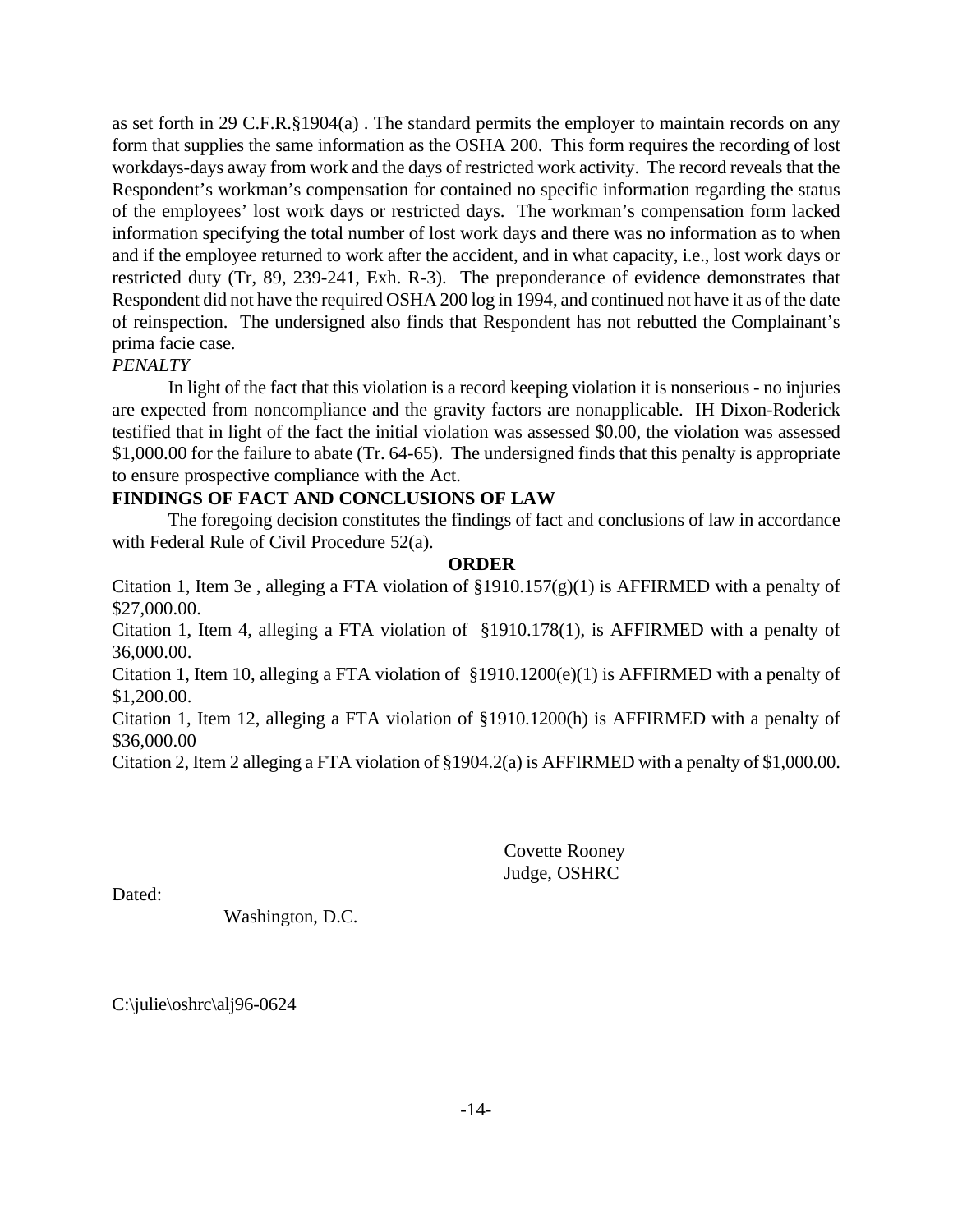as set forth in 29 C.F.R.§1904(a) . The standard permits the employer to maintain records on any form that supplies the same information as the OSHA 200. This form requires the recording of lost workdays-days away from work and the days of restricted work activity. The record reveals that the Respondent's workman's compensation for contained no specific information regarding the status of the employees' lost work days or restricted days. The workman's compensation form lacked information specifying the total number of lost work days and there was no information as to when and if the employee returned to work after the accident, and in what capacity, i.e., lost work days or restricted duty (Tr, 89, 239-241, Exh. R-3). The preponderance of evidence demonstrates that Respondent did not have the required OSHA 200 log in 1994, and continued not have it as of the date of reinspection. The undersigned also finds that Respondent has not rebutted the Complainant's prima facie case.

*PENALTY*

In light of the fact that this violation is a record keeping violation it is nonserious - no injuries are expected from noncompliance and the gravity factors are nonapplicable. IH Dixon-Roderick testified that in light of the fact the initial violation was assessed $0.00, the violation was assessed $1,000.00 for the failure to abate (Tr. 64-65). The undersigned finds that this penalty is appropriate to ensure prospective compliance with the Act.

**FINDINGS OF FACT AND CONCLUSIONS OF LAW**

The foregoing decision constitutes the findings of fact and conclusions of law in accordance with Federal Rule of Civil Procedure 52(a).

**ORDER**

Citation 1, Item 3e , alleging a FTA violation of §1910.157(g)(1) is AFFIRMED with a penalty of $27,000.00.

Citation 1, Item 4, alleging a FTA violation of §1910.178(1), is AFFIRMED with a penalty of 36,000.00.

Citation 1, Item 10, alleging a FTA violation of §1910.1200(e)(1) is AFFIRMED with a penalty of $1,200.00.

Citation 1, Item 12, alleging a FTA violation of §1910.1200(h) is AFFIRMED with a penalty of $36,000.00

Citation 2, Item 2 alleging a FTA violation of §1904.2(a) is AFFIRMED with a penalty of $1,000.00.

Covette Rooney
Judge, OSHRC

Dated:

Washington, D.C.

C:\julie\oshrc\alj96-0624